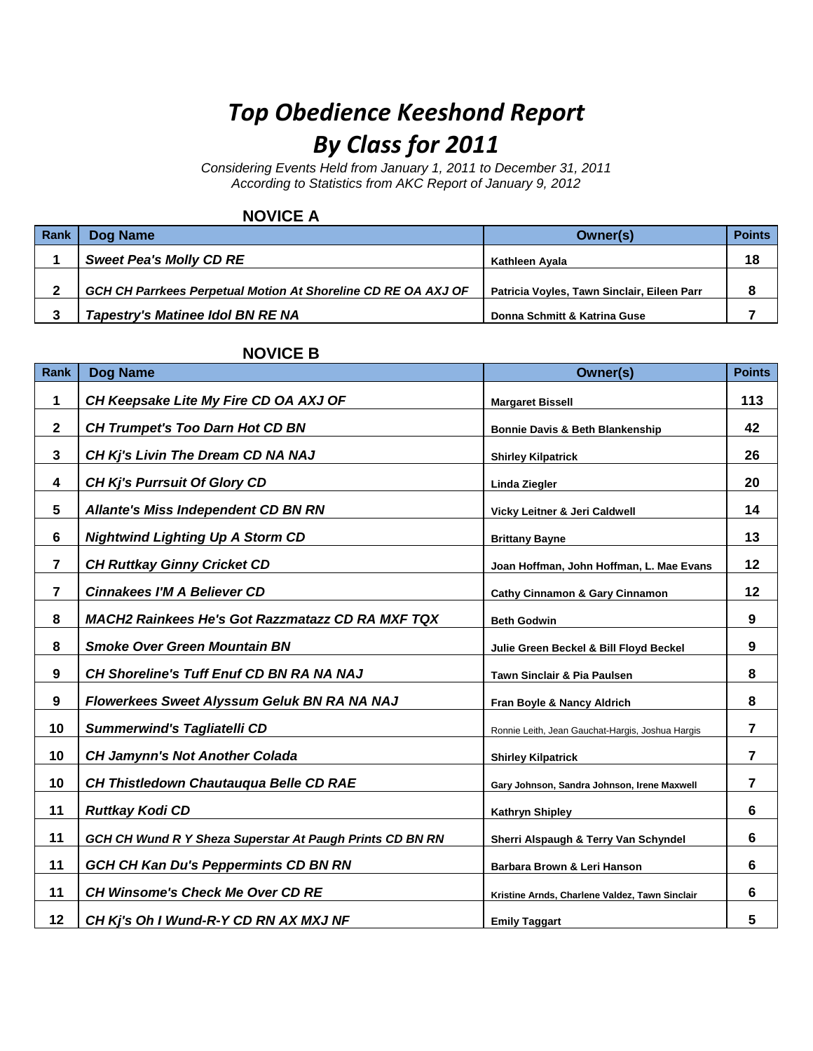# *Top Obedience Keeshond Report*
# *By Class for 2011*

*Considering Events Held from January 1, 2011 to December 31, 2011*
*According to Statistics from AKC Report of January 9, 2012*

### NOVICE A

| Rank | Dog Name | Owner(s) | Points |
|---|---|---|---|
| 1 | ***Sweet Pea's Molly CD RE*** | **Kathleen Ayala** | **18** |
| 2 | ***GCH CH Parrkees Perpetual Motion At Shoreline CD RE OA AXJ OF*** | **Patricia Voyles, Tawn Sinclair, Eileen Parr** | **8** |
| 3 | ***Tapestry's Matinee Idol BN RE NA*** | **Donna Schmitt & Katrina Guse** | **7** |

### NOVICE B

| Rank | Dog Name | Owner(s) | Points |
|---|---|---|---|
| 1 | ***CH Keepsake Lite My Fire CD OA AXJ OF*** | **Margaret Bissell** | **113** |
| 2 | ***CH Trumpet's Too Darn Hot CD BN*** | **Bonnie Davis & Beth Blankenship** | **42** |
| 3 | ***CH Kj's Livin The Dream CD NA NAJ*** | **Shirley Kilpatrick** | **26** |
| 4 | ***CH Kj's Purrsuit Of Glory CD*** | **Linda Ziegler** | **20** |
| 5 | ***Allante's Miss Independent CD BN RN*** | **Vicky Leitner & Jeri Caldwell** | **14** |
| 6 | ***Nightwind Lighting Up A Storm CD*** | **Brittany Bayne** | **13** |
| 7 | ***CH Ruttkay Ginny Cricket CD*** | **Joan Hoffman, John Hoffman, L. Mae Evans** | **12** |
| 7 | ***Cinnakees I'M A Believer CD*** | **Cathy Cinnamon & Gary Cinnamon** | **12** |
| 8 | ***MACH2 Rainkees He's Got Razzmatazz CD RA MXF TQX*** | **Beth Godwin** | **9** |
| 8 | ***Smoke Over Green Mountain BN*** | **Julie Green Beckel & Bill Floyd Beckel** | **9** |
| 9 | ***CH Shoreline's Tuff Enuf CD BN RA NA NAJ*** | **Tawn Sinclair & Pia Paulsen** | **8** |
| 9 | ***Flowerkees Sweet Alyssum Geluk BN RA NA NAJ*** | **Fran Boyle & Nancy Aldrich** | **8** |
| 10 | ***Summerwind's Tagliatelli CD*** | Ronnie Leith, Jean Gauchat-Hargis, Joshua Hargis | **7** |
| 10 | ***CH Jamynn's Not Another Colada*** | **Shirley Kilpatrick** | **7** |
| 10 | ***CH Thistledown Chautauqua Belle CD RAE*** | **Gary Johnson, Sandra Johnson, Irene Maxwell** | **7** |
| 11 | ***Ruttkay Kodi CD*** | **Kathryn Shipley** | **6** |
| 11 | ***GCH CH Wund R Y Sheza Superstar At Paugh Prints CD BN RN*** | **Sherri Alspaugh & Terry Van Schyndel** | **6** |
| 11 | ***GCH CH Kan Du's Peppermints CD BN RN*** | **Barbara Brown & Leri Hanson** | **6** |
| 11 | ***CH Winsome's Check Me Over CD RE*** | **Kristine Arnds, Charlene Valdez, Tawn Sinclair** | **6** |
| 12 | ***CH Kj's Oh I Wund-R-Y CD RN AX MXJ NF*** | **Emily Taggart** | **5** |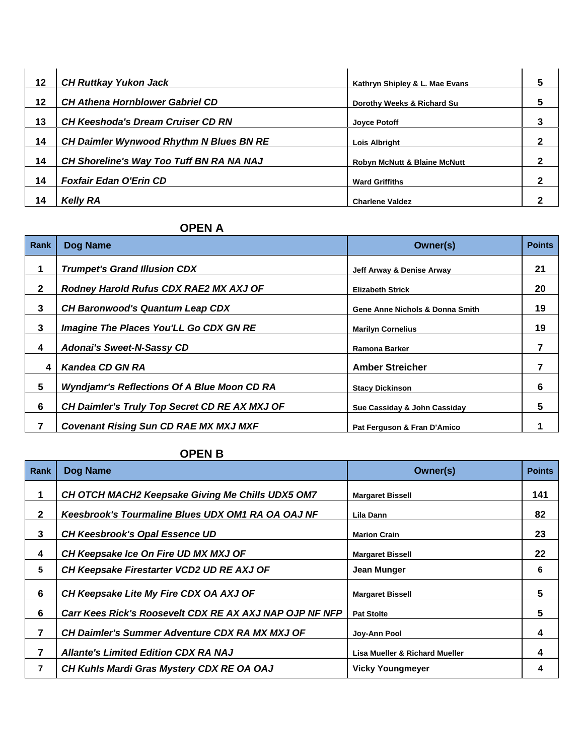| Rank | Dog Name | Owner(s) | Points |
| --- | --- | --- | --- |
| 12 | *CH Ruttkay Yukon Jack* | Kathryn Shipley & L. Mae Evans | 5 |
| 12 | *CH Athena Hornblower Gabriel CD* | Dorothy Weeks & Richard Su | 5 |
| 13 | *CH Keeshoda's Dream Cruiser CD RN* | Joyce Potoff | 3 |
| 14 | *CH Daimler Wynwood Rhythm N Blues BN RE* | Lois Albright | 2 |
| 14 | *CH Shoreline's Way Too Tuff BN RA NA NAJ* | Robyn McNutt & Blaine McNutt | 2 |
| 14 | *Foxfair Edan O'Erin CD* | Ward Griffiths | 2 |
| 14 | *Kelly RA* | Charlene Valdez | 2 |

## OPEN A

| Rank | Dog Name | Owner(s) | Points |
| --- | --- | --- | --- |
| 1 | *Trumpet's Grand Illusion CDX* | Jeff Arway & Denise Arway | 21 |
| 2 | *Rodney Harold Rufus CDX RAE2 MX AXJ OF* | Elizabeth Strick | 20 |
| 3 | *CH Baronwood's Quantum Leap CDX* | Gene Anne Nichols & Donna Smith | 19 |
| 3 | *Imagine The Places You'LL Go CDX GN RE* | Marilyn Cornelius | 19 |
| 4 | *Adonai's Sweet-N-Sassy CD* | Ramona Barker | 7 |
| 4 | *Kandea CD GN RA* | Amber Streicher | 7 |
| 5 | *Wyndjamr's Reflections Of A Blue Moon CD RA* | Stacy Dickinson | 6 |
| 6 | *CH Daimler's Truly Top Secret CD RE AX MXJ OF* | Sue Cassiday & John Cassiday | 5 |
| 7 | *Covenant Rising Sun CD RAE MX MXJ MXF* | Pat Ferguson & Fran D'Amico | 1 |

## OPEN B

| Rank | Dog Name | Owner(s) | Points |
| --- | --- | --- | --- |
| 1 | *CH OTCH MACH2 Keepsake Giving Me Chills UDX5 OM7* | Margaret Bissell | 141 |
| 2 | *Keesbrook's Tourmaline Blues UDX OM1 RA OA OAJ NF* | Lila Dann | 82 |
| 3 | *CH Keesbrook's Opal Essence UD* | Marion Crain | 23 |
| 4 | *CH Keepsake Ice On Fire UD MX MXJ OF* | Margaret Bissell | 22 |
| 5 | *CH Keepsake Firestarter VCD2 UD RE AXJ OF* | Jean Munger | 6 |
| 6 | *CH Keepsake Lite My Fire CDX OA AXJ OF* | Margaret Bissell | 5 |
| 6 | *Carr Kees Rick's Roosevelt CDX RE AX AXJ NAP OJP NF NFP* | Pat Stolte | 5 |
| 7 | *CH Daimler's Summer Adventure CDX RA MX MXJ OF* | Joy-Ann Pool | 4 |
| 7 | *Allante's Limited Edition CDX RA NAJ* | Lisa Mueller & Richard Mueller | 4 |
| 7 | *CH Kuhls Mardi Gras Mystery CDX RE OA OAJ* | Vicky Youngmeyer | 4 |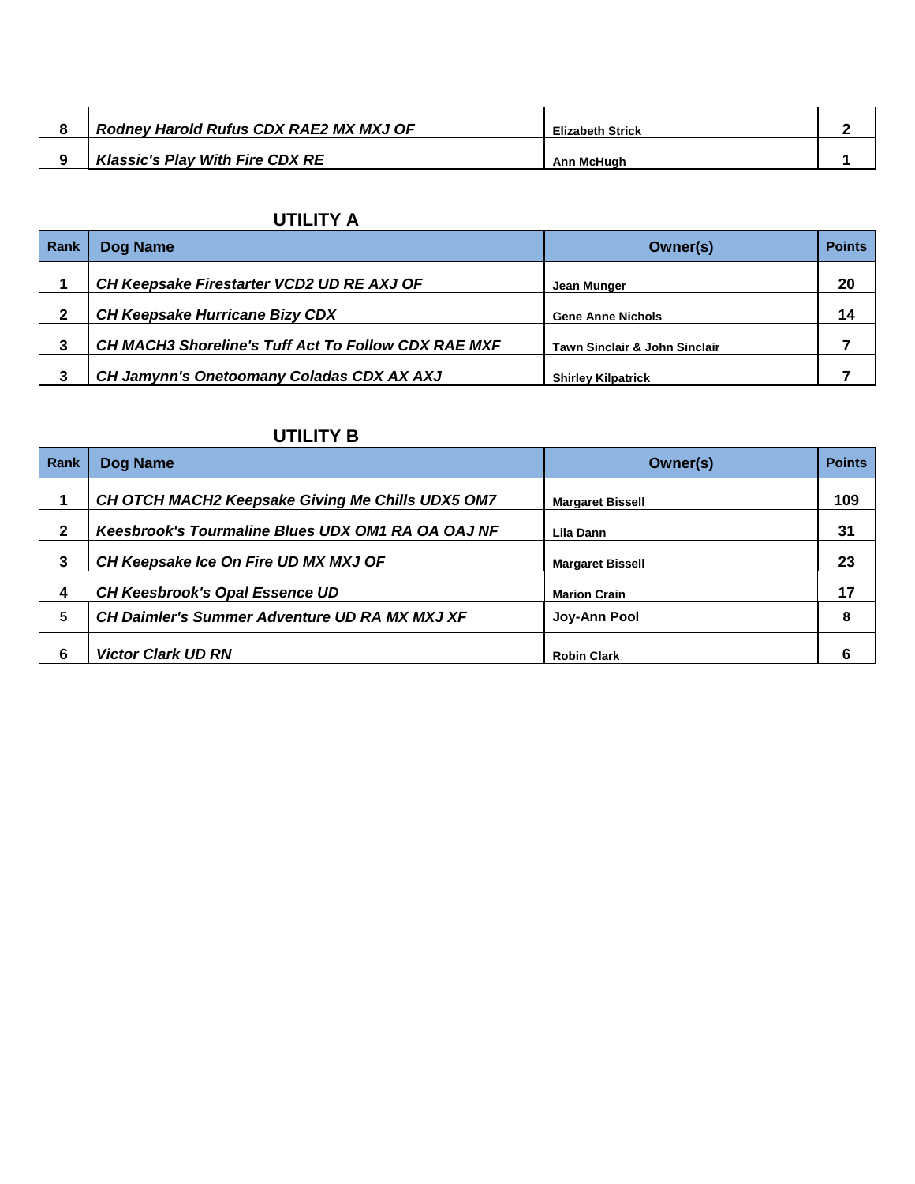| | | | |
|---|---|---|---|
| 8 | *Rodney Harold Rufus CDX RAE2 MX MXJ OF* | Elizabeth Strick | 2 |
| 9 | *Klassic's Play With Fire CDX RE* | Ann McHugh | 1 |

## UTILITY A

| Rank | Dog Name | Owner(s) | Points |
|---|---|---|---|
| 1 | *CH Keepsake Firestarter VCD2 UD RE AXJ OF* | Jean Munger | 20 |
| 2 | *CH Keepsake Hurricane Bizy CDX* | Gene Anne Nichols | 14 |
| 3 | *CH MACH3 Shoreline's Tuff Act To Follow CDX RAE MXF* | Tawn Sinclair & John Sinclair | 7 |
| 3 | *CH Jamynn's Onetoomany Coladas CDX AX AXJ* | Shirley Kilpatrick | 7 |

## UTILITY B

| Rank | Dog Name | Owner(s) | Points |
|---|---|---|---|
| 1 | *CH OTCH MACH2 Keepsake Giving Me Chills UDX5 OM7* | Margaret Bissell | 109 |
| 2 | *Keesbrook's Tourmaline Blues UDX OM1 RA OA OAJ NF* | Lila Dann | 31 |
| 3 | *CH Keepsake Ice On Fire UD MX MXJ OF* | Margaret Bissell | 23 |
| 4 | *CH Keesbrook's Opal Essence UD* | Marion Crain | 17 |
| 5 | *CH Daimler's Summer Adventure UD RA MX MXJ XF* | Joy-Ann Pool | 8 |
| 6 | *Victor Clark UD RN* | Robin Clark | 6 |